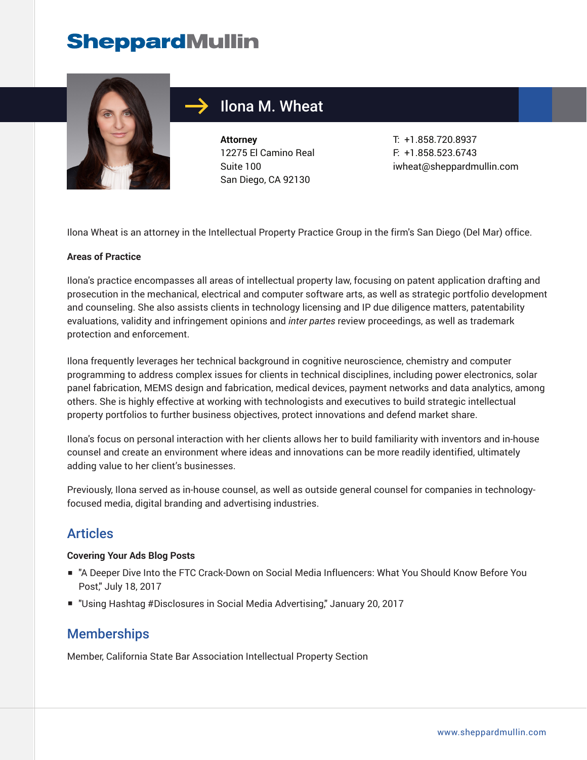# Ilona M. Wheat

**Attorney**
12275 El Camino Real
Suite 100
San Diego, CA 92130

T: +1.858.720.8937
F: +1.858.523.6743
iwheat@sheppardmullin.com

Ilona Wheat is an attorney in the Intellectual Property Practice Group in the firm's San Diego (Del Mar) office.

**Areas of Practice**

Ilona's practice encompasses all areas of intellectual property law, focusing on patent application drafting and prosecution in the mechanical, electrical and computer software arts, as well as strategic portfolio development and counseling. She also assists clients in technology licensing and IP due diligence matters, patentability evaluations, validity and infringement opinions and *inter partes* review proceedings, as well as trademark protection and enforcement.

Ilona frequently leverages her technical background in cognitive neuroscience, chemistry and computer programming to address complex issues for clients in technical disciplines, including power electronics, solar panel fabrication, MEMS design and fabrication, medical devices, payment networks and data analytics, among others. She is highly effective at working with technologists and executives to build strategic intellectual property portfolios to further business objectives, protect innovations and defend market share.

Ilona's focus on personal interaction with her clients allows her to build familiarity with inventors and in-house counsel and create an environment where ideas and innovations can be more readily identified, ultimately adding value to her client's businesses.

Previously, Ilona served as in-house counsel, as well as outside general counsel for companies in technology-focused media, digital branding and advertising industries.

## Articles

**Covering Your Ads Blog Posts**

- "A Deeper Dive Into the FTC Crack-Down on Social Media Influencers: What You Should Know Before You Post," July 18, 2017
- "Using Hashtag #Disclosures in Social Media Advertising," January 20, 2017

## Memberships

Member, California State Bar Association Intellectual Property Section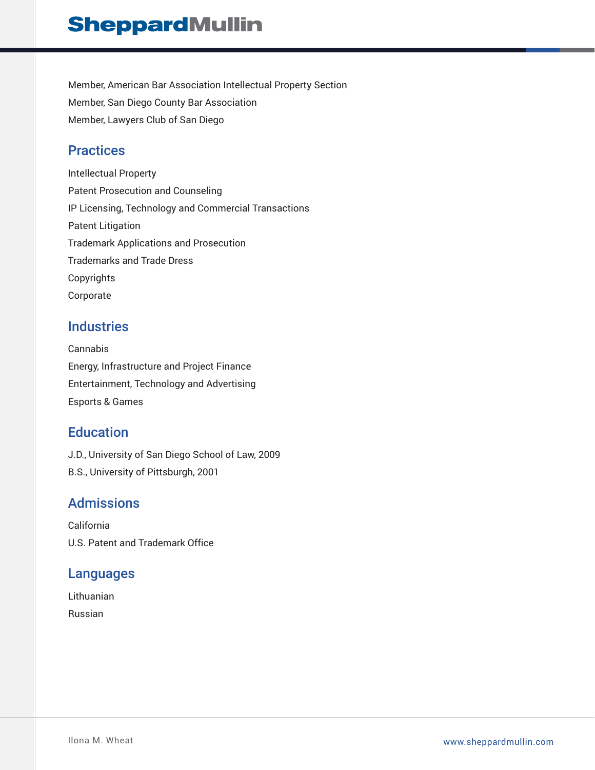Member, American Bar Association Intellectual Property Section

Member, San Diego County Bar Association

Member, Lawyers Club of San Diego

## Practices

Intellectual Property

Patent Prosecution and Counseling

IP Licensing, Technology and Commercial Transactions

Patent Litigation

Trademark Applications and Prosecution

Trademarks and Trade Dress

Copyrights

Corporate

## Industries

Cannabis

Energy, Infrastructure and Project Finance

Entertainment, Technology and Advertising

Esports & Games

## Education

J.D., University of San Diego School of Law, 2009

B.S., University of Pittsburgh, 2001

## Admissions

California

U.S. Patent and Trademark Office

## Languages

Lithuanian

Russian